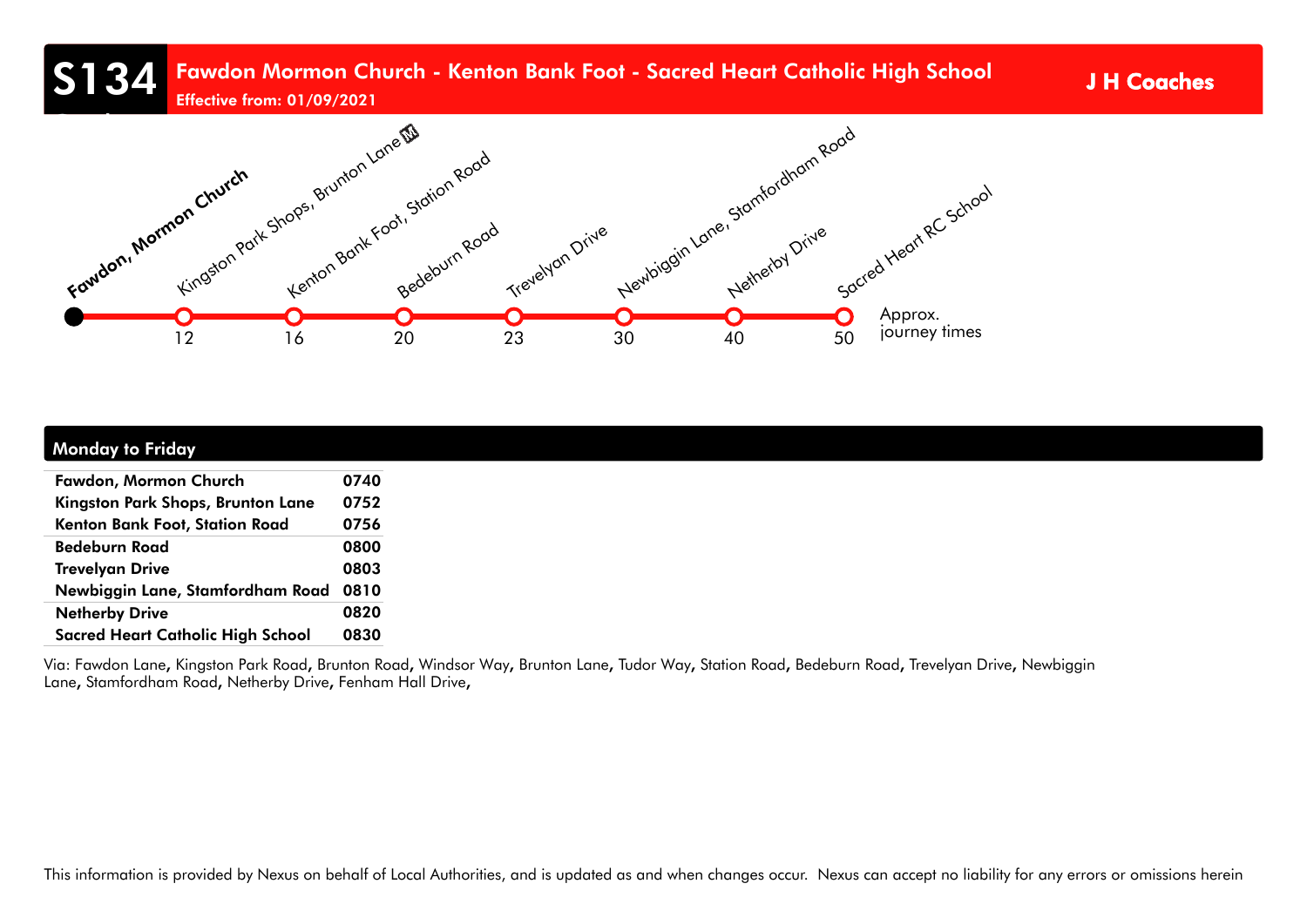# S134 Fawdon Mormon Church - Kenton Bank Foot - Sacred Heart Catholic High School

**Effective from: 01/09/2021**

**J H Coaches**

| Stop | Approx. journey times |
|---|---|
| Fawdon, Mormon Church | |
| Kingston Park Shops, Brunton Lane | 12 |
| Kenton Bank Foot, Station Road | 16 |
| Bedeburn Road | 20 |
| Trevelyan Drive | 23 |
| Newbiggin Lane, Stamfordham Road | 30 |
| Netherby Drive | 40 |
| Sacred Heart RC School | 50 |

## Monday to Friday

| Stop | Time |
|---|---|
| **Fawdon, Mormon Church** | **0740** |
| **Kingston Park Shops, Brunton Lane** | **0752** |
| **Kenton Bank Foot, Station Road** | **0756** |
| **Bedeburn Road** | **0800** |
| **Trevelyan Drive** | **0803** |
| **Newbiggin Lane, Stamfordham Road** | **0810** |
| **Netherby Drive** | **0820** |
| **Sacred Heart Catholic High School** | **0830** |

Via: Fawdon Lane, Kingston Park Road, Brunton Road, Windsor Way, Brunton Lane, Tudor Way, Station Road, Bedeburn Road, Trevelyan Drive, Newbiggin Lane, Stamfordham Road, Netherby Drive, Fenham Hall Drive,

This information is provided by Nexus on behalf of Local Authorities, and is updated as and when changes occur. Nexus can accept no liability for any errors or omissions herein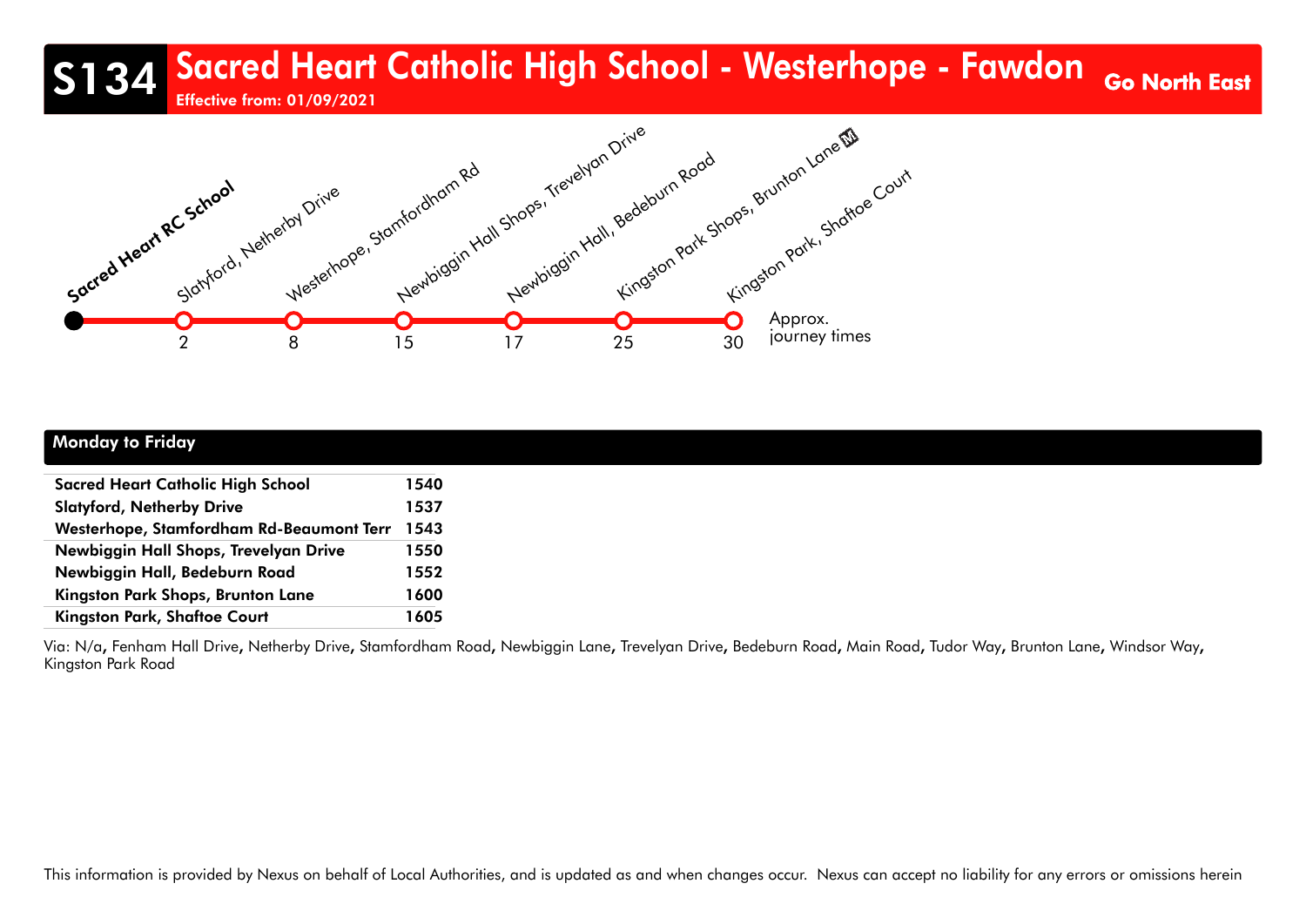# S134 Sacred Heart Catholic High School - Westerhope - Fawdon

Effective from: 01/09/2021

**Go North East**

| Stop | Approx. journey times |
|---|---|
| **Sacred Heart RC School** | |
| Slatyford, Netherby Drive | 2 |
| Westerhope, Stamfordham Rd | 8 |
| Newbiggin Hall Shops, Trevelyan Drive | 15 |
| Newbiggin Hall, Bedeburn Road | 17 |
| Kingston Park Shops, Brunton Lane Ⓜ | 25 |
| Kingston Park, Shaftoe Court | 30 |

## Monday to Friday

| Stop | |
|---|---|
| **Sacred Heart Catholic High School** | **1540** |
| **Slatyford, Netherby Drive** | **1537** |
| **Westerhope, Stamfordham Rd-Beaumont Terr** | **1543** |
| **Newbiggin Hall Shops, Trevelyan Drive** | **1550** |
| **Newbiggin Hall, Bedeburn Road** | **1552** |
| **Kingston Park Shops, Brunton Lane** | **1600** |
| **Kingston Park, Shaftoe Court** | **1605** |

Via: N/a, Fenham Hall Drive, Netherby Drive, Stamfordham Road, Newbiggin Lane, Trevelyan Drive, Bedeburn Road, Main Road, Tudor Way, Brunton Lane, Windsor Way, Kingston Park Road

This information is provided by Nexus on behalf of Local Authorities, and is updated as and when changes occur. Nexus can accept no liability for any errors or omissions herein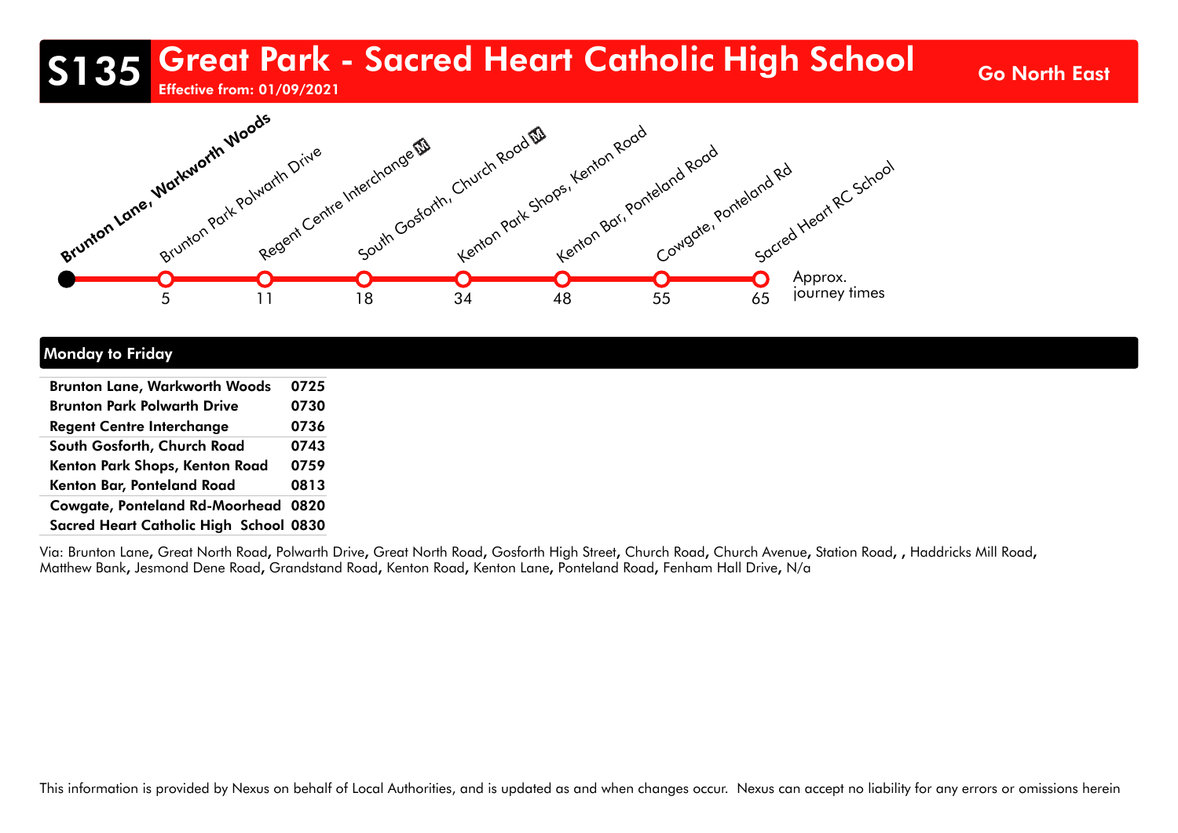# S135 Great Park - Sacred Heart Catholic High School

**Effective from: 01/09/2021**

**Go North East**

| Stop | Approx. journey times |
|---|---|
| **Brunton Lane, Warkworth Woods** | |
| Brunton Park Polwarth Drive | 5 |
| Regent Centre Interchange | 11 |
| South Gosforth, Church Road | 18 |
| Kenton Park Shops, Kenton Road | 34 |
| Kenton Bar, Ponteland Road | 48 |
| Cowgate, Ponteland Rd | 55 |
| Sacred Heart RC School | 65 |

## Monday to Friday

| Stop | |
|---|---|
| **Brunton Lane, Warkworth Woods** | **0725** |
| **Brunton Park Polwarth Drive** | **0730** |
| **Regent Centre Interchange** | **0736** |
| **South Gosforth, Church Road** | **0743** |
| **Kenton Park Shops, Kenton Road** | **0759** |
| **Kenton Bar, Ponteland Road** | **0813** |
| **Cowgate, Ponteland Rd-Moorhead** | **0820** |
| **Sacred Heart Catholic High School** | **0830** |

Via: Brunton Lane, Great North Road, Polwarth Drive, Great North Road, Gosforth High Street, Church Road, Church Avenue, Station Road, , Haddricks Mill Road, Matthew Bank, Jesmond Dene Road, Grandstand Road, Kenton Road, Kenton Lane, Ponteland Road, Fenham Hall Drive, N/a

This information is provided by Nexus on behalf of Local Authorities, and is updated as and when changes occur. Nexus can accept no liability for any errors or omissions herein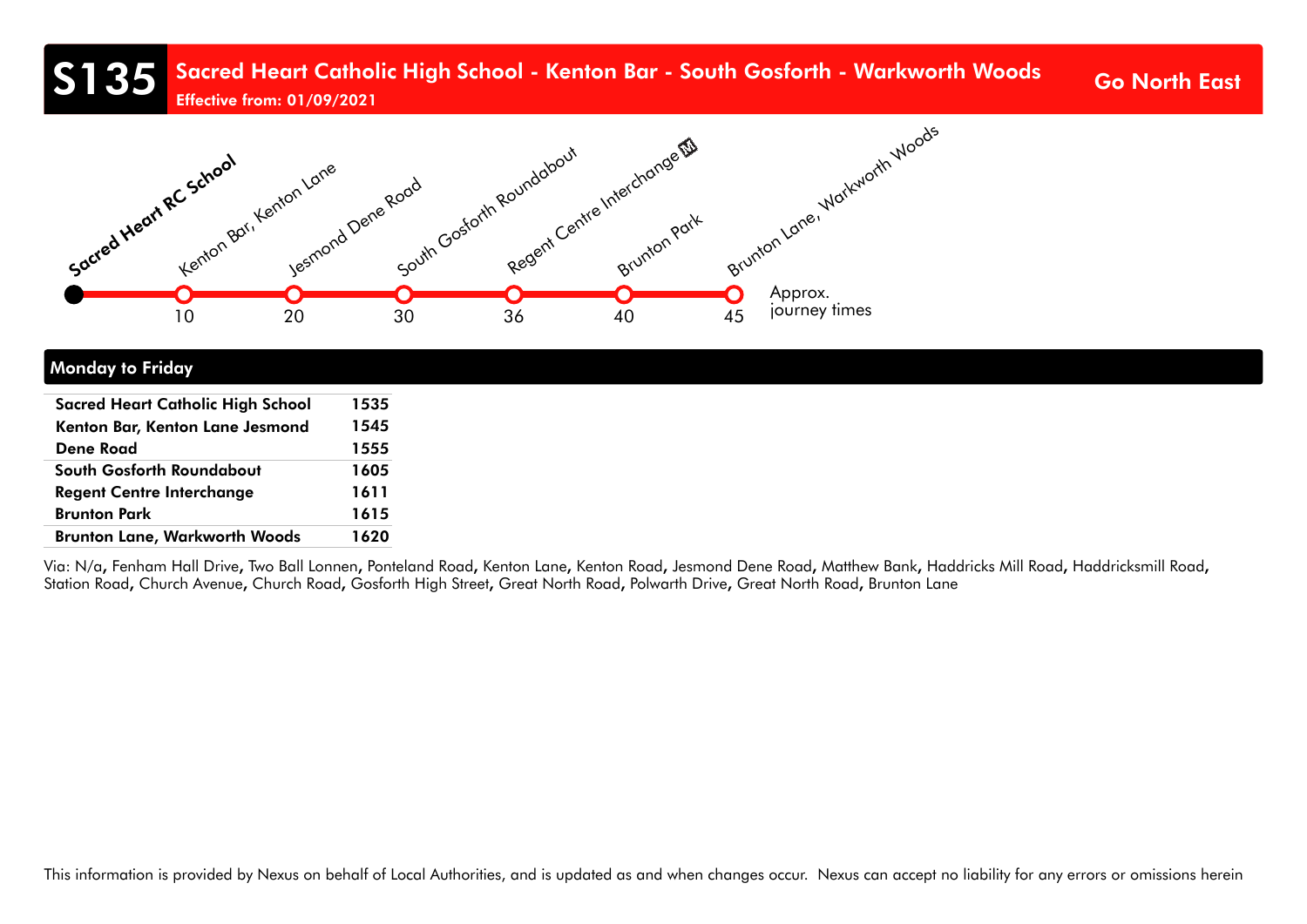# S135 Sacred Heart Catholic High School - Kenton Bar - South Gosforth - Warkworth Woods

**Effective from: 01/09/2021**

**Go North East**

| Stop | Approx. journey times |
|---|---|
| Sacred Heart RC School | |
| Kenton Bar, Kenton Lane | 10 |
| Jesmond Dene Road | 20 |
| South Gosforth Roundabout | 30 |
| Regent Centre Interchange | 36 |
| Brunton Park | 40 |
| Brunton Lane, Warkworth Woods | 45 |

## Monday to Friday

| | |
|---|---|
| **Sacred Heart Catholic High School** | **1535** |
| **Kenton Bar, Kenton Lane Jesmond** | **1545** |
| **Dene Road** | **1555** |
| **South Gosforth Roundabout** | **1605** |
| **Regent Centre Interchange** | **1611** |
| **Brunton Park** | **1615** |
| **Brunton Lane, Warkworth Woods** | **1620** |

Via: N/a, Fenham Hall Drive, Two Ball Lonnen, Ponteland Road, Kenton Lane, Kenton Road, Jesmond Dene Road, Matthew Bank, Haddricks Mill Road, Haddricksmill Road, Station Road, Church Avenue, Church Road, Gosforth High Street, Great North Road, Polwarth Drive, Great North Road, Brunton Lane

This information is provided by Nexus on behalf of Local Authorities, and is updated as and when changes occur. Nexus can accept no liability for any errors or omissions herein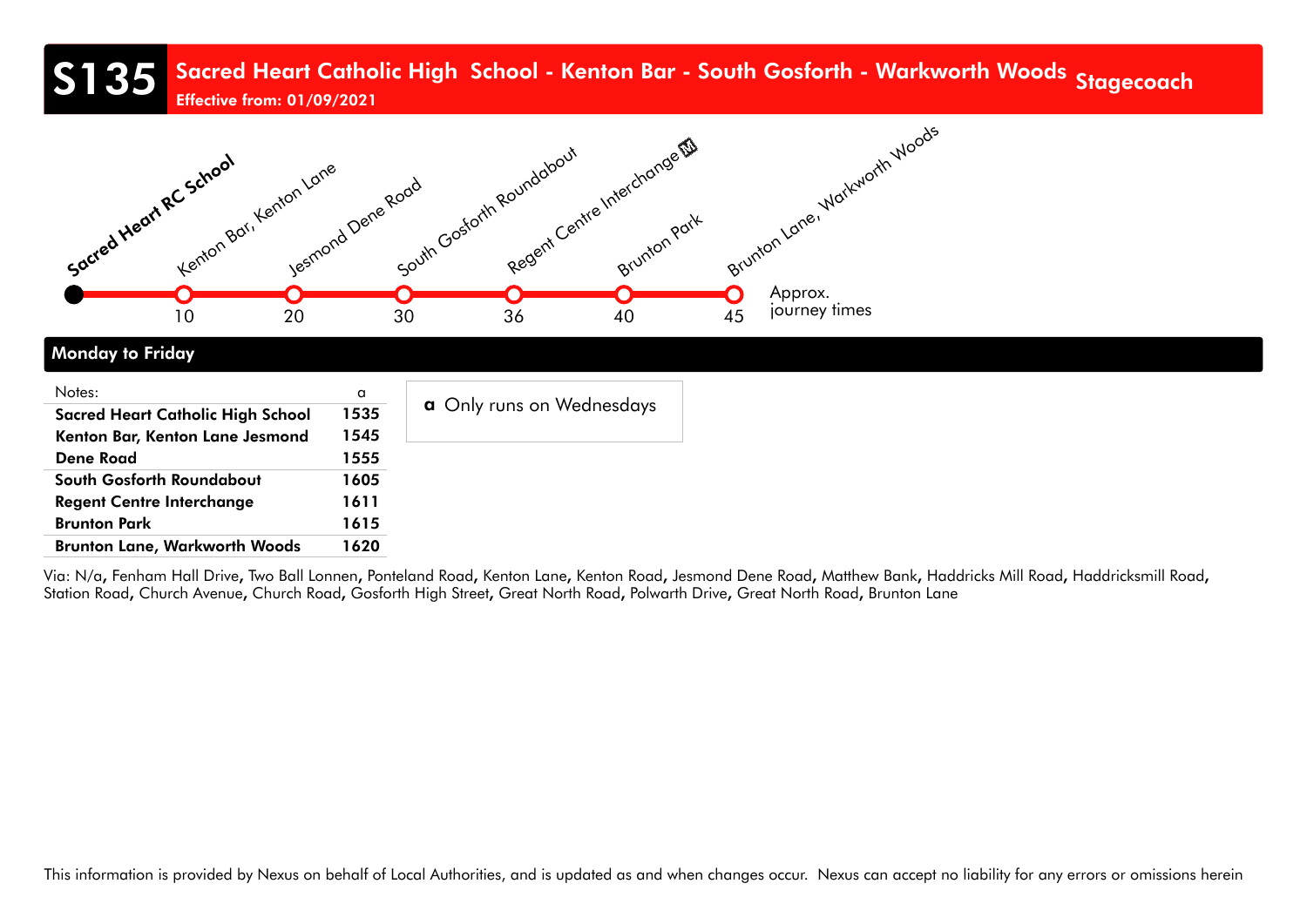# S135 Sacred Heart Catholic High School - Kenton Bar - South Gosforth - Warkworth Woods

Stagecoach

Effective from: 01/09/2021

Sacred Heart RC School
Kenton Bar, Kenton Lane 10
Jesmond Dene Road 20
South Gosforth Roundabout 30
Regent Centre Interchange 36
Brunton Park 40
Brunton Lane, Warkworth Woods 45
Approx. journey times

## Monday to Friday

| Notes: | a |
|---|---|
| **Sacred Heart Catholic High School** | **1535** |
| **Kenton Bar, Kenton Lane Jesmond** | **1545** |
| **Dene Road** | **1555** |
| **South Gosforth Roundabout** | **1605** |
| **Regent Centre Interchange** | **1611** |
| **Brunton Park** | **1615** |
| **Brunton Lane, Warkworth Woods** | **1620** |

**a** Only runs on Wednesdays

Via: N/a, Fenham Hall Drive, Two Ball Lonnen, Ponteland Road, Kenton Lane, Kenton Road, Jesmond Dene Road, Matthew Bank, Haddricks Mill Road, Haddricksmill Road, Station Road, Church Avenue, Church Road, Gosforth High Street, Great North Road, Polwarth Drive, Great North Road, Brunton Lane

This information is provided by Nexus on behalf of Local Authorities, and is updated as and when changes occur. Nexus can accept no liability for any errors or omissions herein